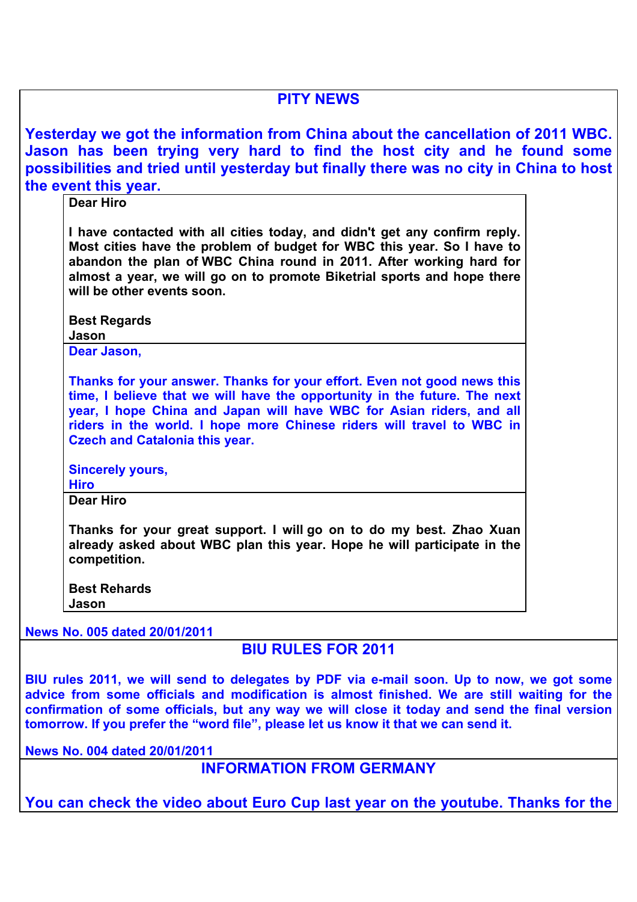## PITY NEWS

**Yesterday we got the information from China about the cancellation of 2011 WBC. Jason has been trying very hard to find the host city and he found some possibilities and tried until yesterday but finally there was no city in China to host the event this year.**

> **Dear Hiro**
>
> **I have contacted with all cities today, and didn't get any confirm reply. Most cities have the problem of budget for WBC this year. So I have to abandon the plan of WBC China round in 2011. After working hard for almost a year, we will go on to promote Biketrial sports and hope there will be other events soon.**
>
> **Best Regards**
> **Jason**

> **Dear Jason,**
>
> **Thanks for your answer. Thanks for your effort. Even not good news this time, I believe that we will have the opportunity in the future. The next year, I hope China and Japan will have WBC for Asian riders, and all riders in the world. I hope more Chinese riders will travel to WBC in Czech and Catalonia this year.**
>
> **Sincerely yours,**
> **Hiro**

> **Dear Hiro**
>
> **Thanks for your great support. I will go on to do my best. Zhao Xuan already asked about WBC plan this year. Hope he will participate in the competition.**
>
> **Best Rehards**
> **Jason**

**News No. 005 dated 20/01/2011**

## BIU RULES FOR 2011

**BIU rules 2011, we will send to delegates by PDF via e-mail soon. Up to now, we got some advice from some officials and modification is almost finished. We are still waiting for the confirmation of some officials, but any way we will close it today and send the final version tomorrow. If you prefer the "word file", please let us know it that we can send it.**

**News No. 004 dated 20/01/2011**

## INFORMATION FROM GERMANY

**You can check the video about Euro Cup last year on the youtube. Thanks for the**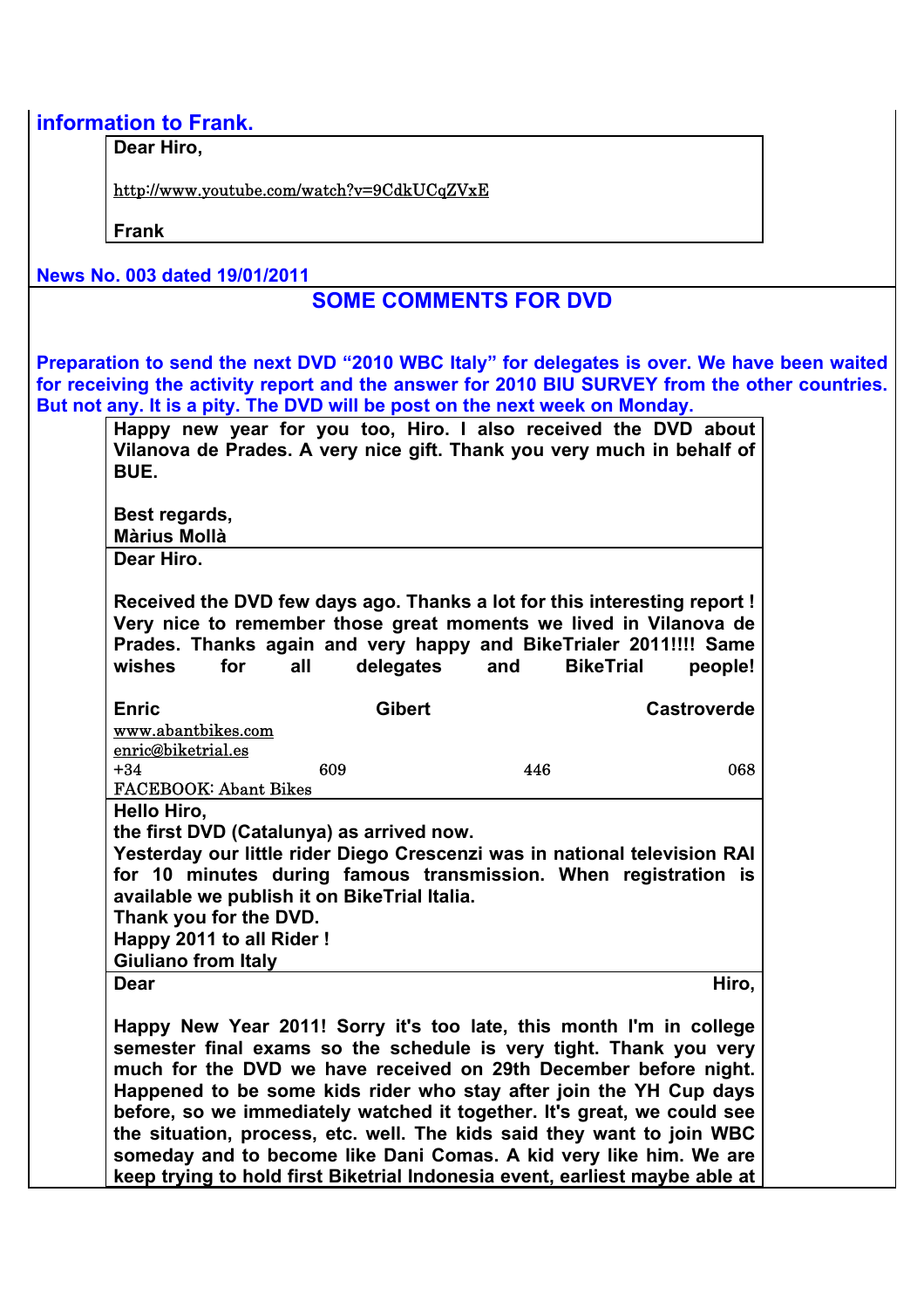**information to Frank.**

> **Dear Hiro,**
>
> http://www.youtube.com/watch?v=9CdkUCqZVxE
>
> **Frank**

**News No. 003 dated 19/01/2011**

## SOME COMMENTS FOR DVD

**Preparation to send the next DVD "2010 WBC Italy" for delegates is over. We have been waited for receiving the activity report and the answer for 2010 BIU SURVEY from the other countries. But not any. It is a pity. The DVD will be post on the next week on Monday.**

> **Happy new year for you too, Hiro. I also received the DVD about Vilanova de Prades. A very nice gift. Thank you very much in behalf of BUE.**
>
> **Best regards,**
> **Màrius Mollà**

> **Dear Hiro.**
>
> **Received the DVD few days ago. Thanks a lot for this interesting report ! Very nice to remember those great moments we lived in Vilanova de Prades. Thanks again and very happy and BikeTrialer 2011!!!! Same wishes for all delegates and BikeTrial people!**
>
> **Enric Gibert Castroverde**
> www.abantbikes.com
> enric@biketrial.es
> +34 609 446 068
> FACEBOOK: Abant Bikes

> **Hello Hiro,**
> **the first DVD (Catalunya) as arrived now.**
> **Yesterday our little rider Diego Crescenzi was in national television RAI for 10 minutes during famous transmission. When registration is available we publish it on BikeTrial Italia.**
> **Thank you for the DVD.**
> **Happy 2011 to all Rider !**
> **Giuliano from Italy**

> **Dear Hiro,**
>
> **Happy New Year 2011! Sorry it's too late, this month I'm in college semester final exams so the schedule is very tight. Thank you very much for the DVD we have received on 29th December before night. Happened to be some kids rider who stay after join the YH Cup days before, so we immediately watched it together. It's great, we could see the situation, process, etc. well. The kids said they want to join WBC someday and to become like Dani Comas. A kid very like him. We are keep trying to hold first Biketrial Indonesia event, earliest maybe able at**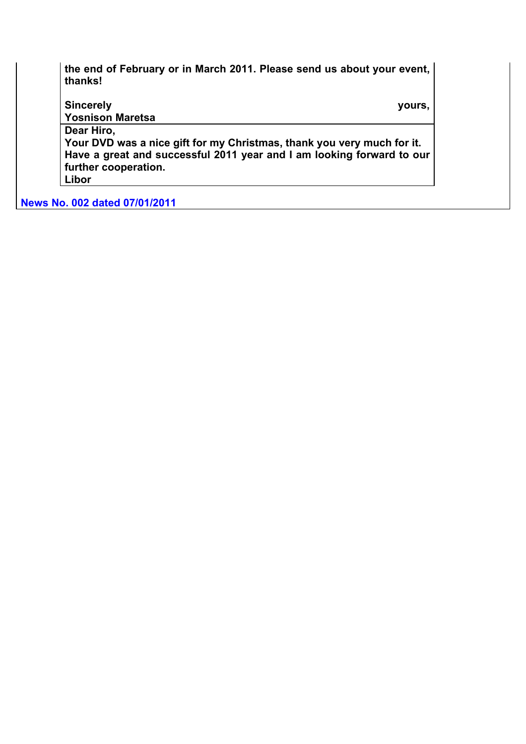**the end of February or in March 2011. Please send us about your event, thanks!**

**Sincerely yours,**
**Yosnison Maretsa**

**Dear Hiro,**
**Your DVD was a nice gift for my Christmas, thank you very much for it. Have a great and successful 2011 year and I am looking forward to our further cooperation.**
**Libor**

**News No. 002 dated 07/01/2011**